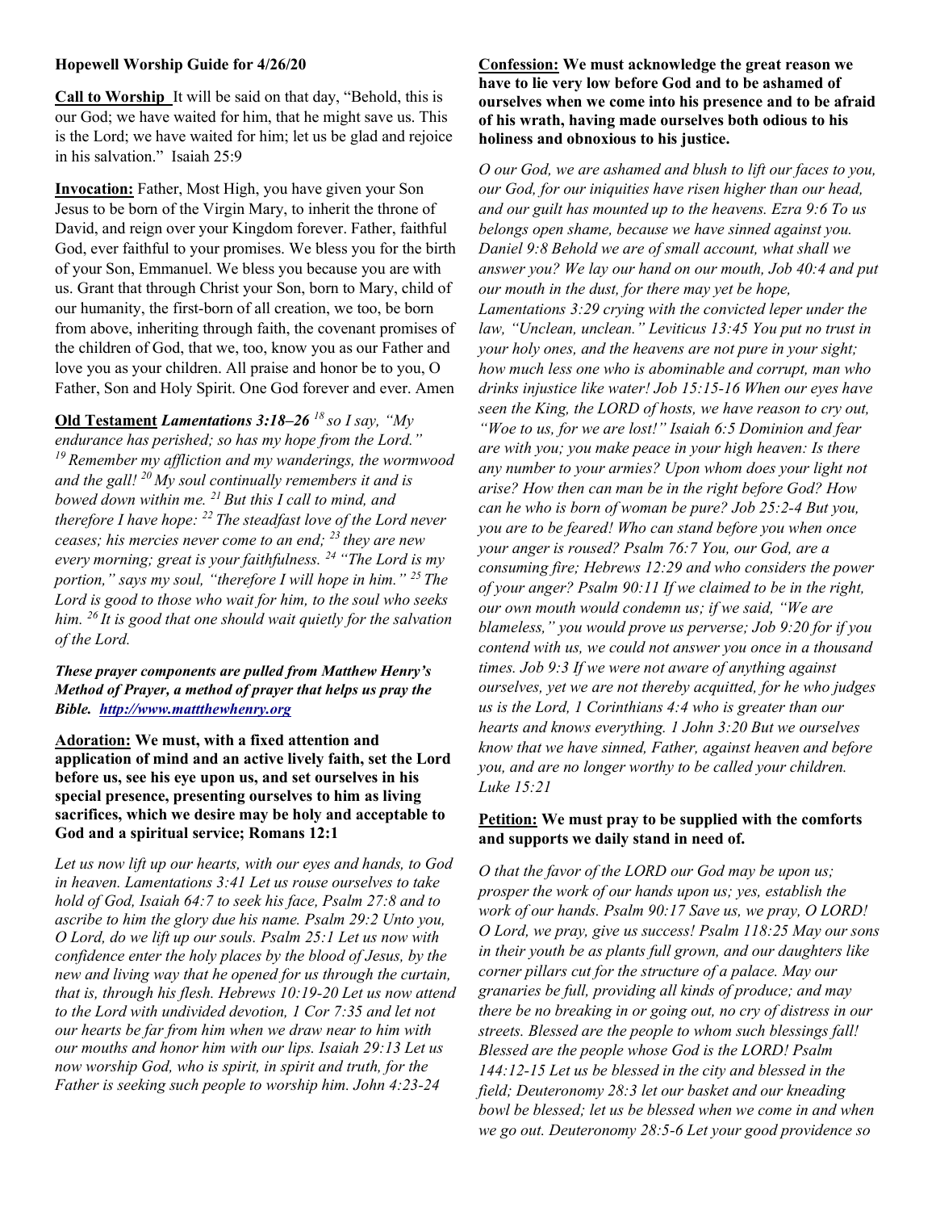**Hopewell Worship Guide for 4/26/20**

**Call to Worship** It will be said on that day, "Behold, this is our God; we have waited for him, that he might save us. This is the Lord; we have waited for him; let us be glad and rejoice in his salvation." Isaiah 25:9

**Invocation:** Father, Most High, you have given your Son Jesus to be born of the Virgin Mary, to inherit the throne of David, and reign over your Kingdom forever. Father, faithful God, ever faithful to your promises. We bless you for the birth of your Son, Emmanuel. We bless you because you are with us. Grant that through Christ your Son, born to Mary, child of our humanity, the first-born of all creation, we too, be born from above, inheriting through faith, the covenant promises of the children of God, that we, too, know you as our Father and love you as your children. All praise and honor be to you, O Father, Son and Holy Spirit. One God forever and ever. Amen

**Old Testament** ***Lamentations 3:18–26*** *18 so I say, "My endurance has perished; so has my hope from the Lord." 19 Remember my affliction and my wanderings, the wormwood and the gall! 20 My soul continually remembers it and is bowed down within me. 21 But this I call to mind, and therefore I have hope: 22 The steadfast love of the Lord never ceases; his mercies never come to an end; 23 they are new every morning; great is your faithfulness. 24 "The Lord is my portion," says my soul, "therefore I will hope in him." 25 The Lord is good to those who wait for him, to the soul who seeks him. 26 It is good that one should wait quietly for the salvation of the Lord.*

***These prayer components are pulled from Matthew Henry's Method of Prayer, a method of prayer that helps us pray the Bible. [http://www.mattthewhenry.org](http://www.mattthewhenry.org)***

**Adoration: We must, with a fixed attention and application of mind and an active lively faith, set the Lord before us, see his eye upon us, and set ourselves in his special presence, presenting ourselves to him as living sacrifices, which we desire may be holy and acceptable to God and a spiritual service; Romans 12:1**

*Let us now lift up our hearts, with our eyes and hands, to God in heaven. Lamentations 3:41 Let us rouse ourselves to take hold of God, Isaiah 64:7 to seek his face, Psalm 27:8 and to ascribe to him the glory due his name. Psalm 29:2 Unto you, O Lord, do we lift up our souls. Psalm 25:1 Let us now with confidence enter the holy places by the blood of Jesus, by the new and living way that he opened for us through the curtain, that is, through his flesh. Hebrews 10:19-20 Let us now attend to the Lord with undivided devotion, 1 Cor 7:35 and let not our hearts be far from him when we draw near to him with our mouths and honor him with our lips. Isaiah 29:13 Let us now worship God, who is spirit, in spirit and truth, for the Father is seeking such people to worship him. John 4:23-24*

**Confession: We must acknowledge the great reason we have to lie very low before God and to be ashamed of ourselves when we come into his presence and to be afraid of his wrath, having made ourselves both odious to his holiness and obnoxious to his justice.**

*O our God, we are ashamed and blush to lift our faces to you, our God, for our iniquities have risen higher than our head, and our guilt has mounted up to the heavens. Ezra 9:6 To us belongs open shame, because we have sinned against you. Daniel 9:8 Behold we are of small account, what shall we answer you? We lay our hand on our mouth, Job 40:4 and put our mouth in the dust, for there may yet be hope, Lamentations 3:29 crying with the convicted leper under the law, "Unclean, unclean." Leviticus 13:45 You put no trust in your holy ones, and the heavens are not pure in your sight; how much less one who is abominable and corrupt, man who drinks injustice like water! Job 15:15-16 When our eyes have seen the King, the LORD of hosts, we have reason to cry out, "Woe to us, for we are lost!" Isaiah 6:5 Dominion and fear are with you; you make peace in your high heaven: Is there any number to your armies? Upon whom does your light not arise? How then can man be in the right before God? How can he who is born of woman be pure? Job 25:2-4 But you, you are to be feared! Who can stand before you when once your anger is roused? Psalm 76:7 You, our God, are a consuming fire; Hebrews 12:29 and who considers the power of your anger? Psalm 90:11 If we claimed to be in the right, our own mouth would condemn us; if we said, "We are blameless," you would prove us perverse; Job 9:20 for if you contend with us, we could not answer you once in a thousand times. Job 9:3 If we were not aware of anything against ourselves, yet we are not thereby acquitted, for he who judges us is the Lord, 1 Corinthians 4:4 who is greater than our hearts and knows everything. 1 John 3:20 But we ourselves know that we have sinned, Father, against heaven and before you, and are no longer worthy to be called your children. Luke 15:21*

**Petition: We must pray to be supplied with the comforts and supports we daily stand in need of.**

*O that the favor of the LORD our God may be upon us; prosper the work of our hands upon us; yes, establish the work of our hands. Psalm 90:17 Save us, we pray, O LORD! O Lord, we pray, give us success! Psalm 118:25 May our sons in their youth be as plants full grown, and our daughters like corner pillars cut for the structure of a palace. May our granaries be full, providing all kinds of produce; and may there be no breaking in or going out, no cry of distress in our streets. Blessed are the people to whom such blessings fall! Blessed are the people whose God is the LORD! Psalm 144:12-15 Let us be blessed in the city and blessed in the field; Deuteronomy 28:3 let our basket and our kneading bowl be blessed; let us be blessed when we come in and when we go out. Deuteronomy 28:5-6 Let your good providence so*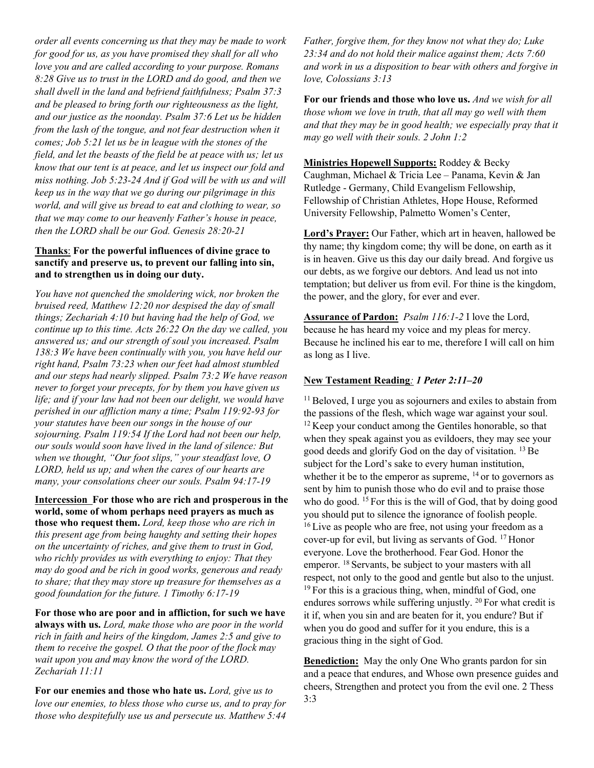*order all events concerning us that they may be made to work for good for us, as you have promised they shall for all who love you and are called according to your purpose. Romans 8:28 Give us to trust in the LORD and do good, and then we shall dwell in the land and befriend faithfulness; Psalm 37:3 and be pleased to bring forth our righteousness as the light, and our justice as the noonday. Psalm 37:6 Let us be hidden from the lash of the tongue, and not fear destruction when it comes; Job 5:21 let us be in league with the stones of the field, and let the beasts of the field be at peace with us; let us know that our tent is at peace, and let us inspect our fold and miss nothing. Job 5:23-24 And if God will be with us and will keep us in the way that we go during our pilgrimage in this world, and will give us bread to eat and clothing to wear, so that we may come to our heavenly Father's house in peace, then the LORD shall be our God. Genesis 28:20-21*

**Thanks**: **For the powerful influences of divine grace to sanctify and preserve us, to prevent our falling into sin, and to strengthen us in doing our duty.**

*You have not quenched the smoldering wick, nor broken the bruised reed, Matthew 12:20 nor despised the day of small things; Zechariah 4:10 but having had the help of God, we continue up to this time. Acts 26:22 On the day we called, you answered us; and our strength of soul you increased. Psalm 138:3 We have been continually with you, you have held our right hand, Psalm 73:23 when our feet had almost stumbled and our steps had nearly slipped. Psalm 73:2 We have reason never to forget your precepts, for by them you have given us life; and if your law had not been our delight, we would have perished in our affliction many a time; Psalm 119:92-93 for your statutes have been our songs in the house of our sojourning. Psalm 119:54 If the Lord had not been our help, our souls would soon have lived in the land of silence: But when we thought, "Our foot slips," your steadfast love, O LORD, held us up; and when the cares of our hearts are many, your consolations cheer our souls. Psalm 94:17-19*

**Intercession** **For those who are rich and prosperous in the world, some of whom perhaps need prayers as much as those who request them.** *Lord, keep those who are rich in this present age from being haughty and setting their hopes on the uncertainty of riches, and give them to trust in God, who richly provides us with everything to enjoy: That they may do good and be rich in good works, generous and ready to share; that they may store up treasure for themselves as a good foundation for the future. 1 Timothy 6:17-19*

**For those who are poor and in affliction, for such we have always with us.** *Lord, make those who are poor in the world rich in faith and heirs of the kingdom, James 2:5 and give to them to receive the gospel. O that the poor of the flock may wait upon you and may know the word of the LORD. Zechariah 11:11*

**For our enemies and those who hate us.** *Lord, give us to love our enemies, to bless those who curse us, and to pray for those who despitefully use us and persecute us. Matthew 5:44 Father, forgive them, for they know not what they do; Luke 23:34 and do not hold their malice against them; Acts 7:60 and work in us a disposition to bear with others and forgive in love, Colossians 3:13*

**For our friends and those who love us.** *And we wish for all those whom we love in truth, that all may go well with them and that they may be in good health; we especially pray that it may go well with their souls. 2 John 1:2*

**Ministries Hopewell Supports:** Roddey & Becky Caughman, Michael & Tricia Lee – Panama, Kevin & Jan Rutledge - Germany, Child Evangelism Fellowship, Fellowship of Christian Athletes, Hope House, Reformed University Fellowship, Palmetto Women's Center,

**Lord's Prayer:** Our Father, which art in heaven, hallowed be thy name; thy kingdom come; thy will be done, on earth as it is in heaven. Give us this day our daily bread. And forgive us our debts, as we forgive our debtors. And lead us not into temptation; but deliver us from evil. For thine is the kingdom, the power, and the glory, for ever and ever.

**Assurance of Pardon:** *Psalm 116:1-2* I love the Lord, because he has heard my voice and my pleas for mercy. Because he inclined his ear to me, therefore I will call on him as long as I live.

**New Testament Reading***: 1 Peter 2:11–20*

[11] Beloved, I urge you as sojourners and exiles to abstain from the passions of the flesh, which wage war against your soul. [12] Keep your conduct among the Gentiles honorable, so that when they speak against you as evildoers, they may see your good deeds and glorify God on the day of visitation. [13] Be subject for the Lord's sake to every human institution, whether it be to the emperor as supreme, [14] or to governors as sent by him to punish those who do evil and to praise those who do good. [15] For this is the will of God, that by doing good you should put to silence the ignorance of foolish people. [16] Live as people who are free, not using your freedom as a cover-up for evil, but living as servants of God. [17] Honor everyone. Love the brotherhood. Fear God. Honor the emperor. [18] Servants, be subject to your masters with all respect, not only to the good and gentle but also to the unjust. [19] For this is a gracious thing, when, mindful of God, one endures sorrows while suffering unjustly. [20] For what credit is it if, when you sin and are beaten for it, you endure? But if when you do good and suffer for it you endure, this is a gracious thing in the sight of God.

**Benediction:** May the only One Who grants pardon for sin and a peace that endures, and Whose own presence guides and cheers, Strengthen and protect you from the evil one. 2 Thess 3:3